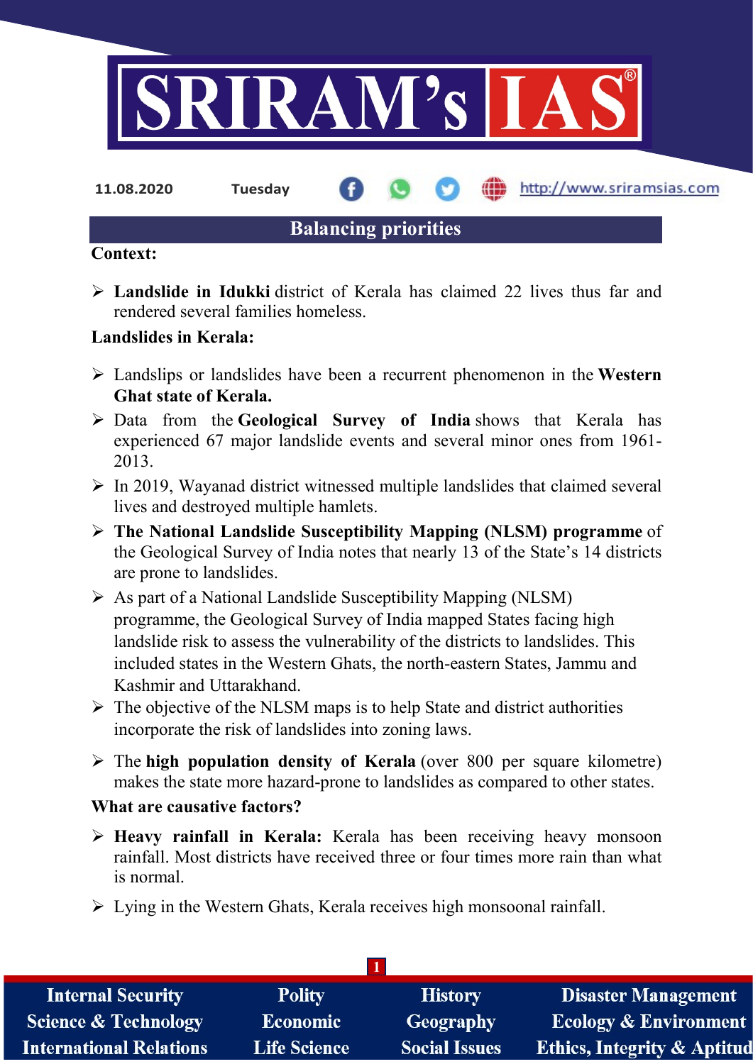11.08.2020 Tuesday http://www.sriramsias.com

## Balancing priorities

**Context:**

- **Landslide in Idukki** district of Kerala has claimed 22 lives thus far and rendered several families homeless.

**Landslides in Kerala:**

- Landslips or landslides have been a recurrent phenomenon in the **Western Ghat state of Kerala.**
- Data from the **Geological Survey of India** shows that Kerala has experienced 67 major landslide events and several minor ones from 1961-2013.
- In 2019, Wayanad district witnessed multiple landslides that claimed several lives and destroyed multiple hamlets.
- **The National Landslide Susceptibility Mapping (NLSM) programme** of the Geological Survey of India notes that nearly 13 of the State's 14 districts are prone to landslides.
- As part of a National Landslide Susceptibility Mapping (NLSM) programme, the Geological Survey of India mapped States facing high landslide risk to assess the vulnerability of the districts to landslides. This included states in the Western Ghats, the north-eastern States, Jammu and Kashmir and Uttarakhand.
- The objective of the NLSM maps is to help State and district authorities incorporate the risk of landslides into zoning laws.
- The **high population density of Kerala** (over 800 per square kilometre) makes the state more hazard-prone to landslides as compared to other states.

**What are causative factors?**

- **Heavy rainfall in Kerala:** Kerala has been receiving heavy monsoon rainfall. Most districts have received three or four times more rain than what is normal.
- Lying in the Western Ghats, Kerala receives high monsoonal rainfall.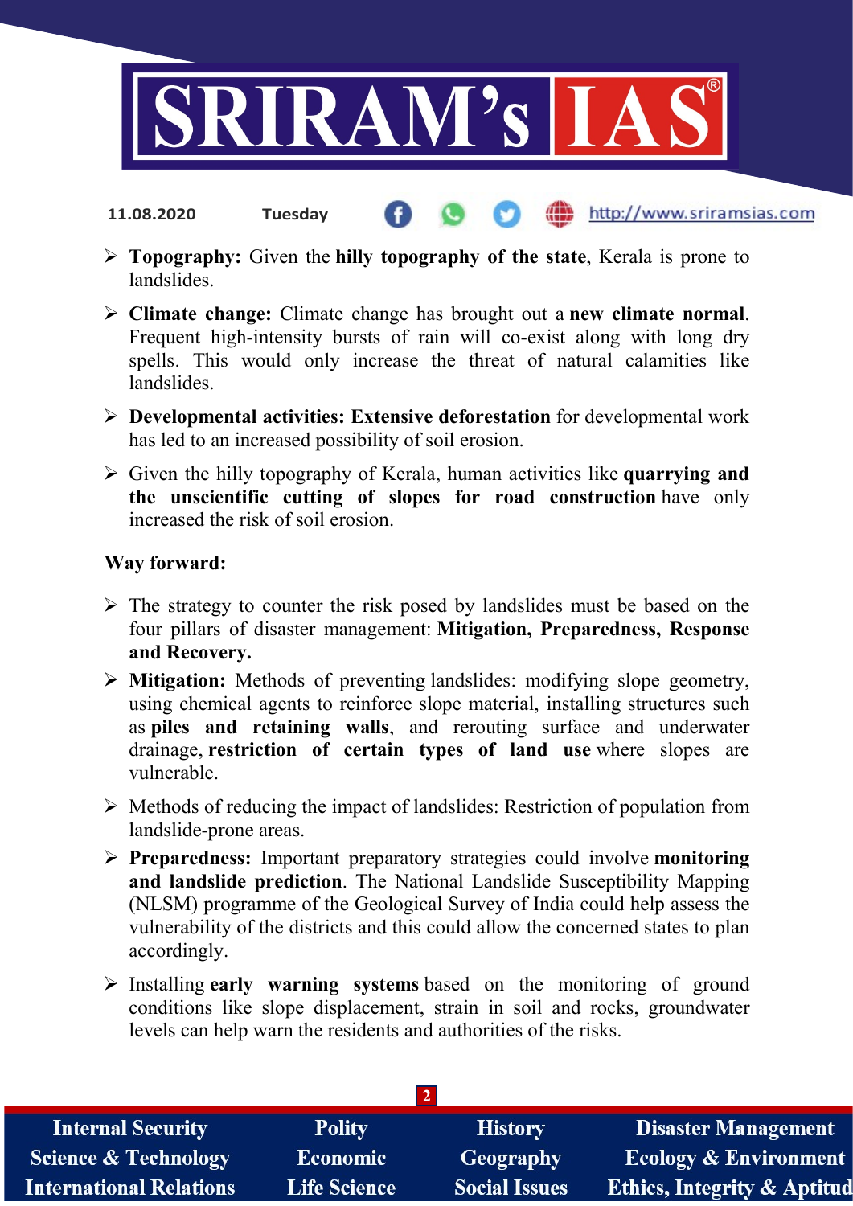- **Topography:** Given the **hilly topography of the state**, Kerala is prone to landslides.
- **Climate change:** Climate change has brought out a **new climate normal**. Frequent high-intensity bursts of rain will co-exist along with long dry spells. This would only increase the threat of natural calamities like landslides.
- **Developmental activities: Extensive deforestation** for developmental work has led to an increased possibility of soil erosion.
- Given the hilly topography of Kerala, human activities like **quarrying and the unscientific cutting of slopes for road construction** have only increased the risk of soil erosion.

**Way forward:**

- The strategy to counter the risk posed by landslides must be based on the four pillars of disaster management: **Mitigation, Preparedness, Response and Recovery.**
- **Mitigation:** Methods of preventing landslides: modifying slope geometry, using chemical agents to reinforce slope material, installing structures such as **piles and retaining walls**, and rerouting surface and underwater drainage, **restriction of certain types of land use** where slopes are vulnerable.
- Methods of reducing the impact of landslides: Restriction of population from landslide-prone areas.
- **Preparedness:** Important preparatory strategies could involve **monitoring and landslide prediction**. The National Landslide Susceptibility Mapping (NLSM) programme of the Geological Survey of India could help assess the vulnerability of the districts and this could allow the concerned states to plan accordingly.
- Installing **early warning systems** based on the monitoring of ground conditions like slope displacement, strain in soil and rocks, groundwater levels can help warn the residents and authorities of the risks.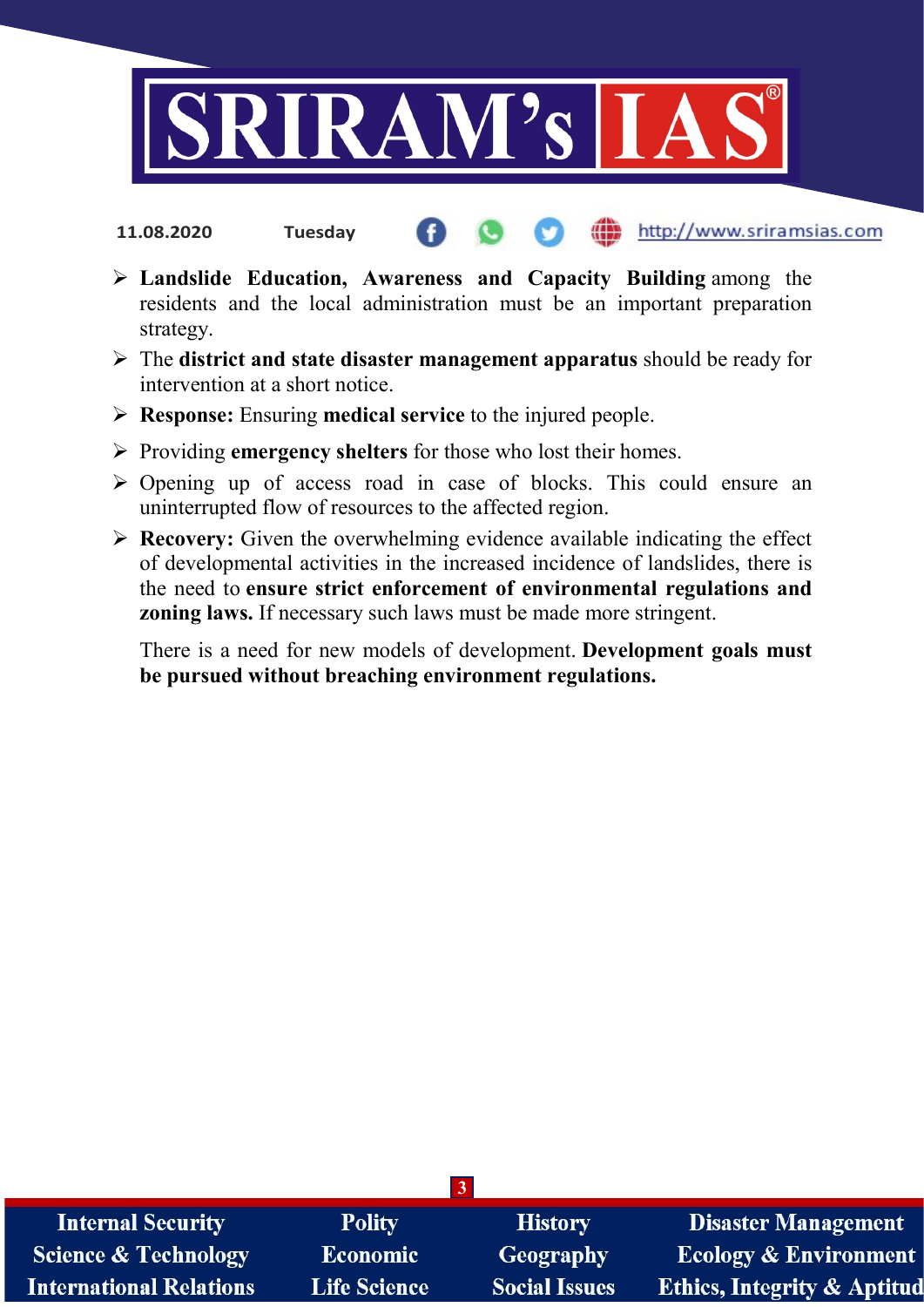- **Landslide Education, Awareness and Capacity Building** among the residents and the local administration must be an important preparation strategy.
- The **district and state disaster management apparatus** should be ready for intervention at a short notice.
- **Response:** Ensuring **medical service** to the injured people.
- Providing **emergency shelters** for those who lost their homes.
- Opening up of access road in case of blocks. This could ensure an uninterrupted flow of resources to the affected region.
- **Recovery:** Given the overwhelming evidence available indicating the effect of developmental activities in the increased incidence of landslides, there is the need to **ensure strict enforcement of environmental regulations and zoning laws.** If necessary such laws must be made more stringent.

There is a need for new models of development. **Development goals must be pursued without breaching environment regulations.**